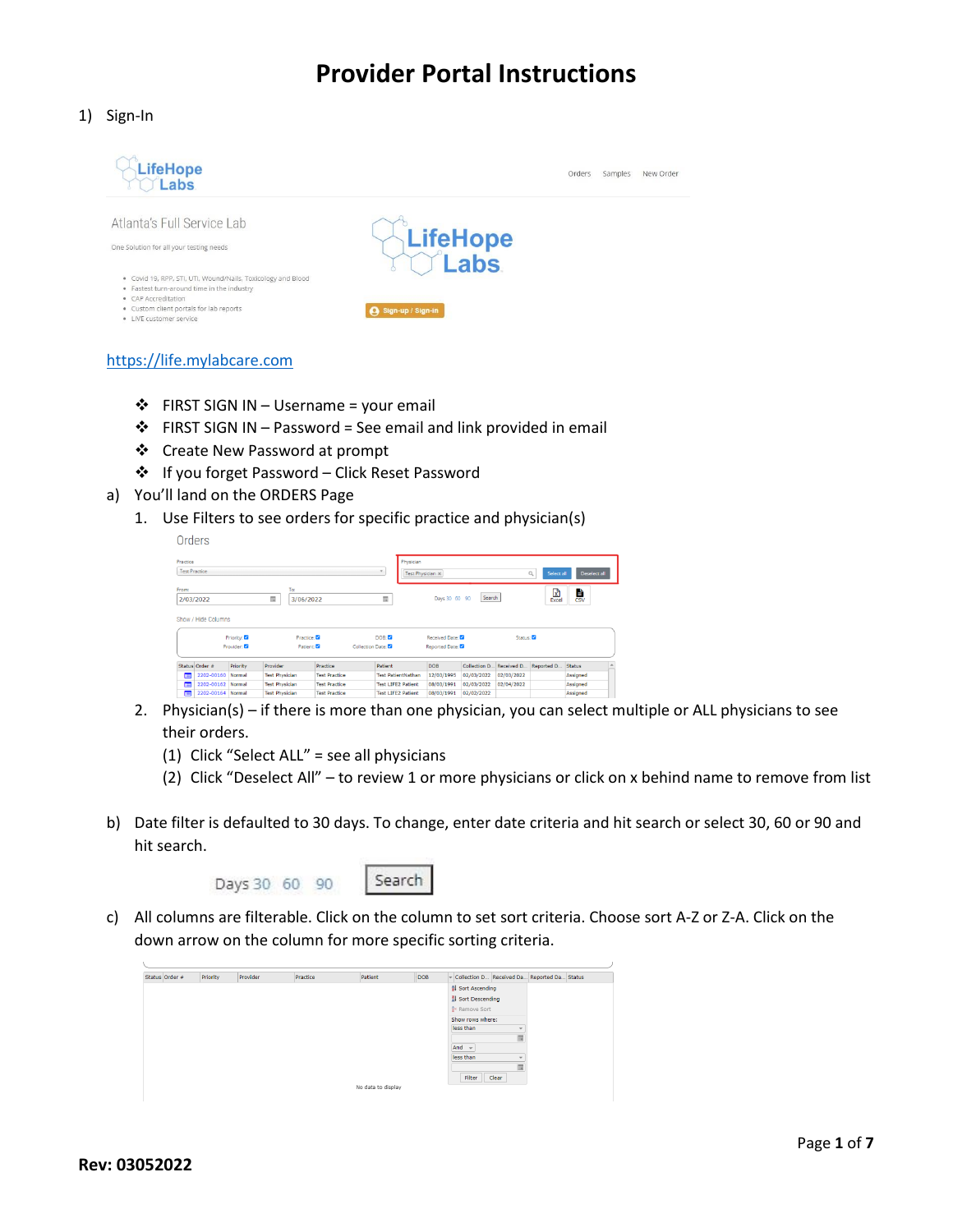# Provider Portal Instructions

1) Sign-In

https://life.mylabcare.com

- ❖ FIRST SIGN IN – Username = your email
- ❖ FIRST SIGN IN – Password = See email and link provided in email
- ❖ Create New Password at prompt
- ❖ If you forget Password – Click Reset Password

a) You'll land on the ORDERS Page

1. Use Filters to see orders for specific practice and physician(s)

2. Physician(s) – if there is more than one physician, you can select multiple or ALL physicians to see their orders.

   (1) Click "Select ALL" = see all physicians

   (2) Click "Deselect All" – to review 1 or more physicians or click on x behind name to remove from list

b) Date filter is defaulted to 30 days. To change, enter date criteria and hit search or select 30, 60 or 90 and hit search.

c) All columns are filterable. Click on the column to set sort criteria. Choose sort A-Z or Z-A. Click on the down arrow on the column for more specific sorting criteria.

**Rev: 03052022**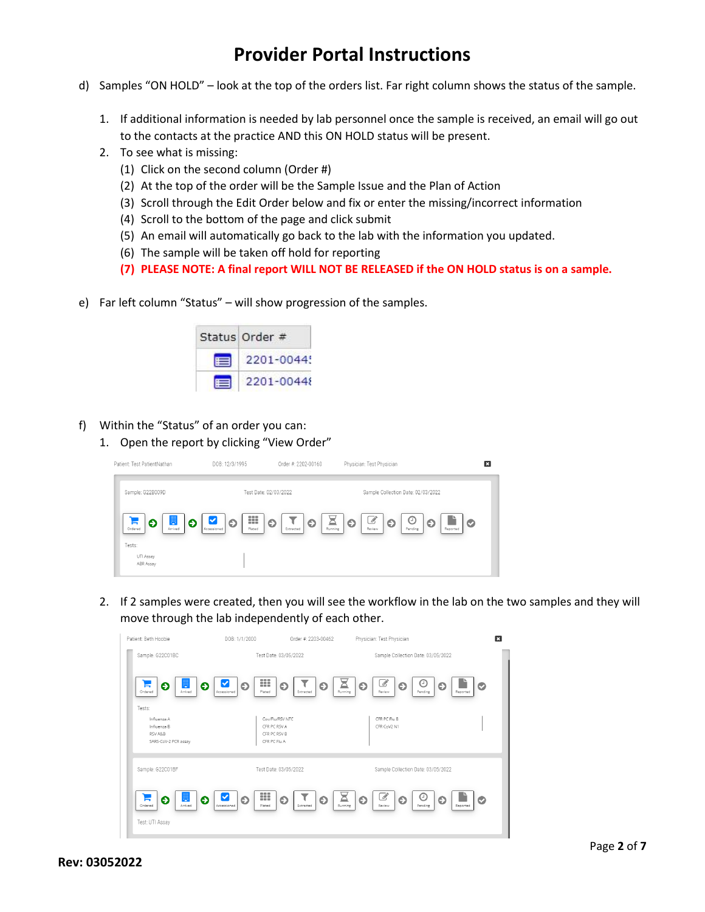# Provider Portal Instructions

d) Samples "ON HOLD" – look at the top of the orders list. Far right column shows the status of the sample.

1. If additional information is needed by lab personnel once the sample is received, an email will go out to the contacts at the practice AND this ON HOLD status will be present.
2. To see what is missing:
   (1) Click on the second column (Order #)
   (2) At the top of the order will be the Sample Issue and the Plan of Action
   (3) Scroll through the Edit Order below and fix or enter the missing/incorrect information
   (4) Scroll to the bottom of the page and click submit
   (5) An email will automatically go back to the lab with the information you updated.
   (6) The sample will be taken off hold for reporting
   **(7) PLEASE NOTE: A final report WILL NOT BE RELEASED if the ON HOLD status is on a sample.**

e) Far left column "Status" – will show progression of the samples.

| Status | Order # |
|---|---|
| | 2201-00445 |
| | 2201-00448 |

f) Within the "Status" of an order you can:

1. Open the report by clicking "View Order"

Patient: Test PatientNathan DOB: 12/3/1995 Order #: 2202-00160 Physician: Test Physician

Sample: G22B009D Test Date: 02/03/2022 Sample Collection Date: 02/03/2022

Ordered → Arrived → Accessioned → Plated → Extracted → Running → Review → Pending → Reported

Tests:
UTI Assay
ABR Assay

2. If 2 samples were created, then you will see the workflow in the lab on the two samples and they will move through the lab independently of each other.

Patient: Beth Hoobie DOB: 1/1/2000 Order #: 2203-00462 Physician: Test Physician

Sample: G22C01BC Test Date: 03/05/2022 Sample Collection Date: 03/05/2022

Ordered → Arrived → Accessioned → Plated → Extracted → Running → Review → Pending → Reported

Tests:
Influenza A, Influenza B, RSV A&B, SARS-CoV-2 PCR assay
Cov/Flu/RSV NTC, CFR PC RSV A, CFR PC RSV B, CFR PC Flu A
CFR PC Flu B, CFR CoV2 N1

Sample: G22C01BF Test Date: 03/05/2022 Sample Collection Date: 03/05/2022

Ordered → Arrived → Accessioned → Plated → Extracted → Running → Review → Pending → Reported

Test: UTI Assay

**Rev: 03052022**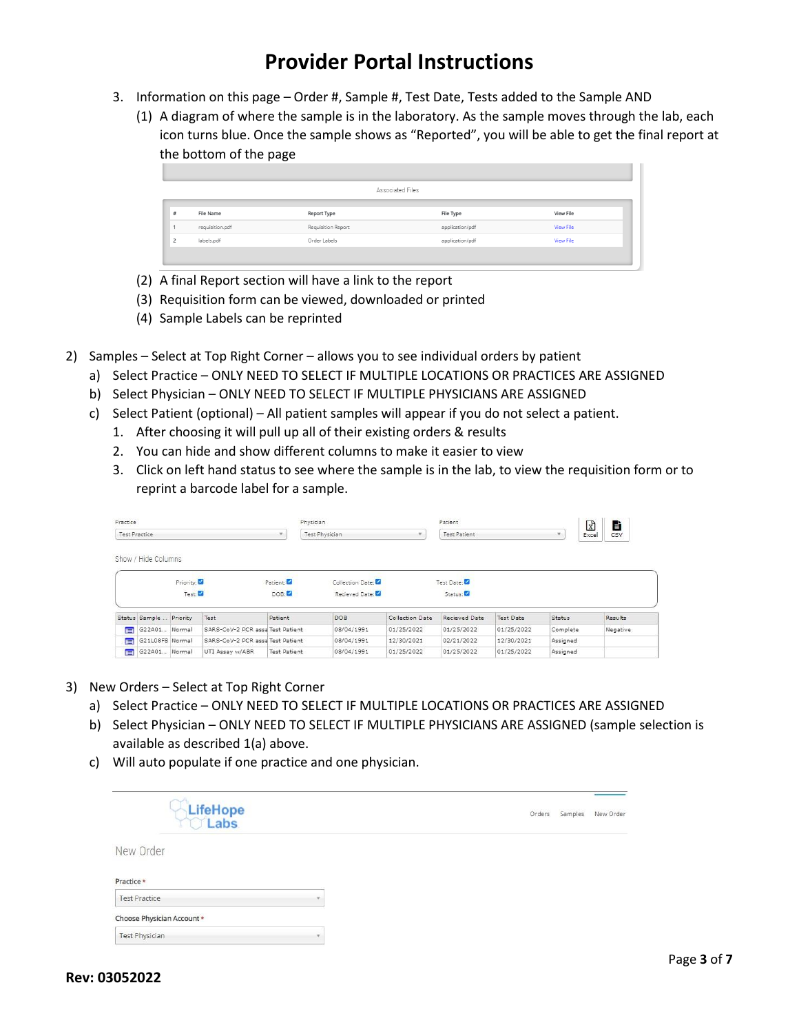# Provider Portal Instructions

3. Information on this page – Order #, Sample #, Test Date, Tests added to the Sample AND
   (1) A diagram of where the sample is in the laboratory. As the sample moves through the lab, each icon turns blue. Once the sample shows as "Reported", you will be able to get the final report at the bottom of the page

Associated Files

| # | File Name | Report Type | File Type | View File |
|---|---|---|---|---|
| 1 | requisition.pdf | Requisition Report | application/pdf | View File |
| 2 | labels.pdf | Order Labels | application/pdf | View File |

   (2) A final Report section will have a link to the report
   (3) Requisition form can be viewed, downloaded or printed
   (4) Sample Labels can be reprinted

2) Samples – Select at Top Right Corner – allows you to see individual orders by patient
   a) Select Practice – ONLY NEED TO SELECT IF MULTIPLE LOCATIONS OR PRACTICES ARE ASSIGNED
   b) Select Physician – ONLY NEED TO SELECT IF MULTIPLE PHYSICIANS ARE ASSIGNED
   c) Select Patient (optional) – All patient samples will appear if you do not select a patient.
      1. After choosing it will pull up all of their existing orders & results
      2. You can hide and show different columns to make it easier to view
      3. Click on left hand status to see where the sample is in the lab, to view the requisition form or to reprint a barcode label for a sample.

Practice: Test Practice | Physician: Test Physician | Patient: Test Patient | Excel | CSV

Show / Hide Columns

Priority: ☑ Patient: ☑ Collection Date: ☑ Test Date: ☑
Test: ☑ DOB: ☑ Recieved Date: ☑ Status: ☑

| Status | Sample ... | Priority | Test | Patient | DOB | Collection Date | Recieved Date | Test Date | Status | Results |
|---|---|---|---|---|---|---|---|---|---|---|
| | G22A01... | Normal | SARS-CoV-2 PCR assa | Test Patient | 08/04/1991 | 01/25/2022 | 01/25/2022 | 01/25/2022 | Complete | Negative |
| | G21L08F8 | Normal | SARS-CoV-2 PCR assa | Test Patient | 08/04/1991 | 12/30/2021 | 02/21/2022 | 12/30/2021 | Assigned | |
| | G22A01... | Normal | UTI Assay w/ABR | Test Patient | 08/04/1991 | 01/25/2022 | 01/25/2022 | 01/25/2022 | Assigned | |

3) New Orders – Select at Top Right Corner
   a) Select Practice – ONLY NEED TO SELECT IF MULTIPLE LOCATIONS OR PRACTICES ARE ASSIGNED
   b) Select Physician – ONLY NEED TO SELECT IF MULTIPLE PHYSICIANS ARE ASSIGNED (sample selection is available as described 1(a) above.
   c) Will auto populate if one practice and one physician.

LifeHope Labs — Orders | Samples | New Order

New Order

Practice *
Test Practice

Choose Physician Account *
Test Physician

Rev: 03052022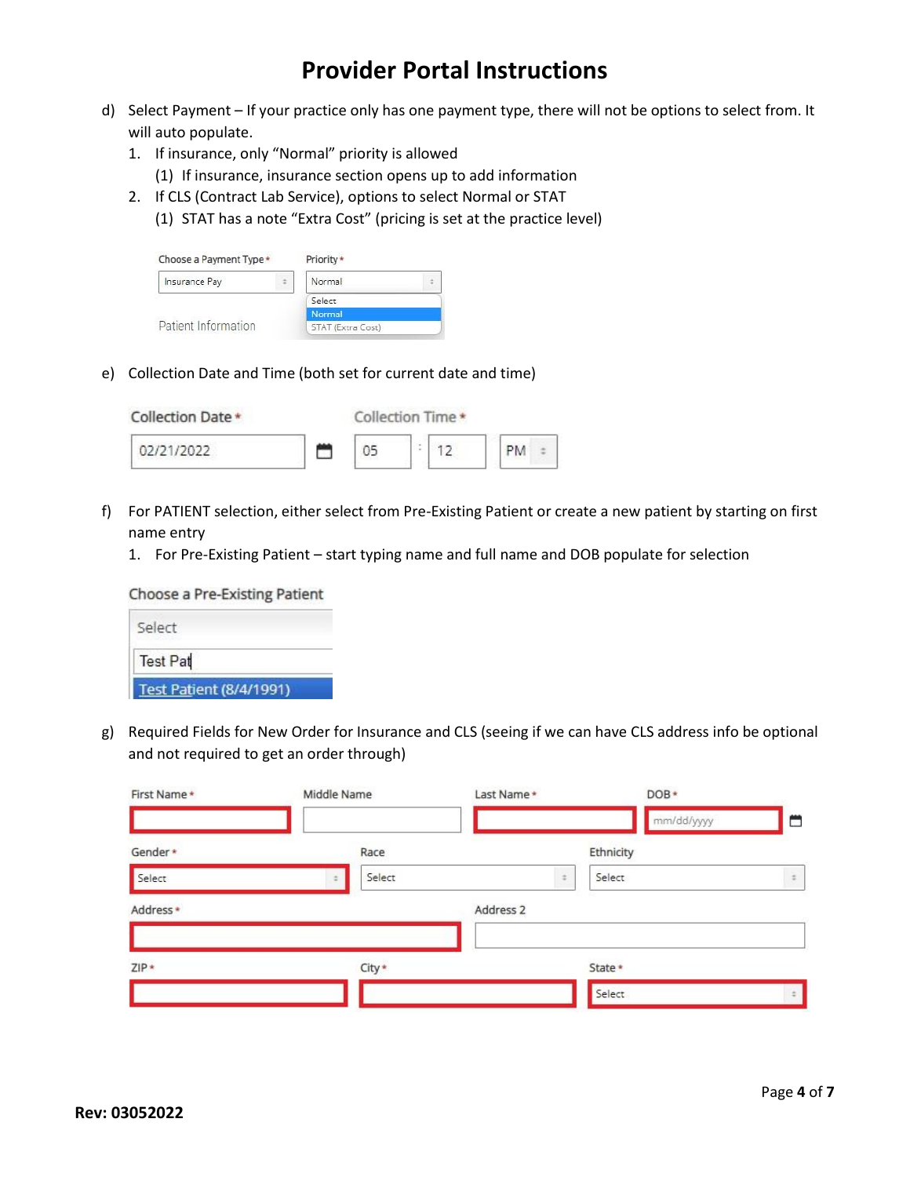# Provider Portal Instructions

d) Select Payment – If your practice only has one payment type, there will not be options to select from. It will auto populate.

1. If insurance, only "Normal" priority is allowed
   (1) If insurance, insurance section opens up to add information
2. If CLS (Contract Lab Service), options to select Normal or STAT
   (1) STAT has a note "Extra Cost" (pricing is set at the practice level)

Choose a Payment Type * | Insurance Pay
Priority * | Normal
Select
Normal
STAT (Extra Cost)
Patient Information

e) Collection Date and Time (both set for current date and time)

Collection Date * 02/21/2022
Collection Time * 05 : 12 PM

f) For PATIENT selection, either select from Pre-Existing Patient or create a new patient by starting on first name entry

1. For Pre-Existing Patient – start typing name and full name and DOB populate for selection

Choose a Pre-Existing Patient
Select
Test Pat
Test Patient (8/4/1991)

g) Required Fields for New Order for Insurance and CLS (seeing if we can have CLS address info be optional and not required to get an order through)

First Name * | Middle Name | Last Name * | DOB * mm/dd/yyyy

Gender * Select | Race Select | Ethnicity Select

Address * | Address 2

ZIP * | City * | State * Select

Rev: 03052022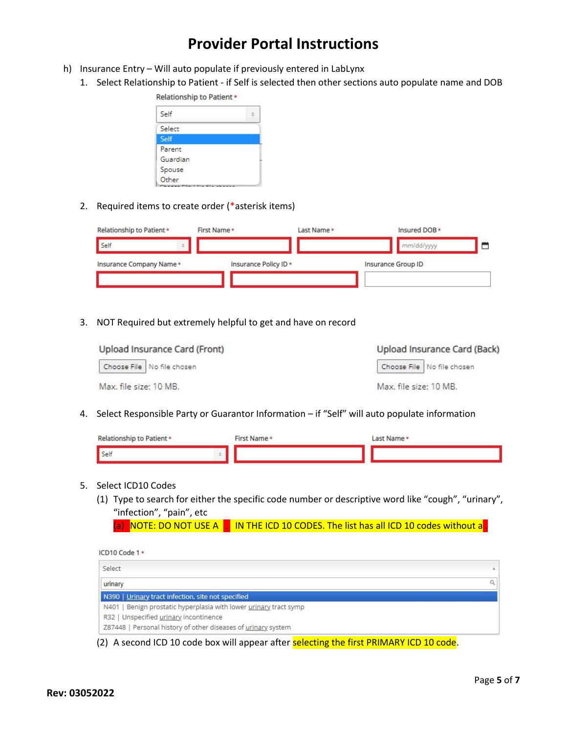# Provider Portal Instructions

h) Insurance Entry – Will auto populate if previously entered in LabLynx

1. Select Relationship to Patient - if Self is selected then other sections auto populate name and DOB

   Relationship to Patient *

   Self

   Select
   Self
   Parent
   Guardian
   Spouse
   Other

2. Required items to create order (*asterisk items)

   | Relationship to Patient * | First Name * | Last Name * | Insured DOB * |
   |---|---|---|---|
   | Self | | | mm/dd/yyyy |

   | Insurance Company Name * | Insurance Policy ID * | Insurance Group ID |
   |---|---|---|
   | | | |

3. NOT Required but extremely helpful to get and have on record

   Upload Insurance Card (Front)
   Choose File No file chosen
   Max. file size: 10 MB.

   Upload Insurance Card (Back)
   Choose File No file chosen
   Max. file size: 10 MB.

4. Select Responsible Party or Guarantor Information – if "Self" will auto populate information

   | Relationship to Patient * | First Name * | Last Name * |
   |---|---|---|
   | Self | | |

5. Select ICD10 Codes
   (1) Type to search for either the specific code number or descriptive word like "cough", "urinary", "infection", "pain", etc
      (a) NOTE: DO NOT USE A . IN THE ICD 10 CODES. The list has all ICD 10 codes without a .

   ICD10 Code 1 *

   Select

   urinary

   N390 | Urinary tract infection, site not specified
   N401 | Benign prostatic hyperplasia with lower urinary tract symp
   R32 | Unspecified urinary incontinence
   Z87448 | Personal history of other diseases of urinary system

   (2) A second ICD 10 code box will appear after selecting the first PRIMARY ICD 10 code.

**Rev: 03052022**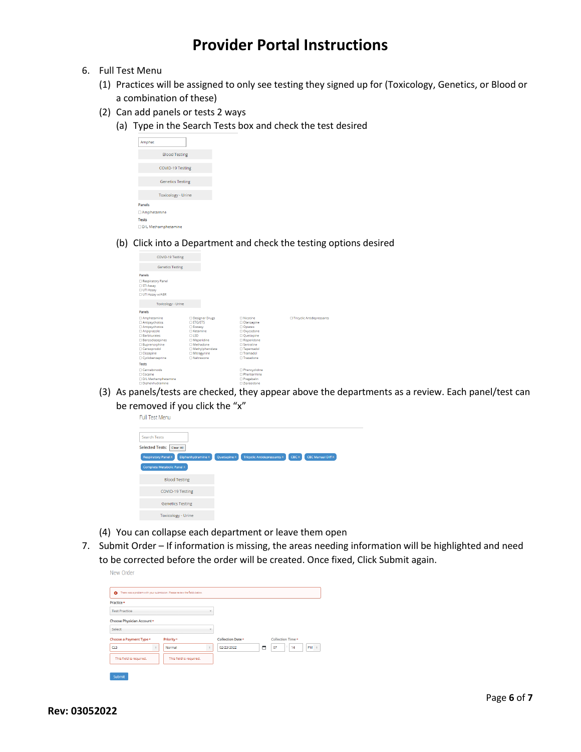# Provider Portal Instructions

6. Full Test Menu
   (1) Practices will be assigned to only see testing they signed up for (Toxicology, Genetics, or Blood or a combination of these)
   (2) Can add panels or tests 2 ways
      (a) Type in the Search Tests box and check the test desired

      Amphet

      Blood Testing

      COVID-19 Testing

      Genetics Testing

      Toxicology - Urine

      Panels

      ☐ Amphetamine

      Tests

      ☐ D/L Methamphetamine

      (b) Click into a Department and check the testing options desired

      COVID-19 Testing

      Genetics Testing

      Panels

      ☐ Respiratory Panel
      ☐ STI Assay
      ☐ UTI Assay
      ☐ UTI Assay w/ABR

      Toxicology - Urine

      Panels

      ☐ Amphetamine ☐ Antipsychotics ☐ Antipsychotics ☐ Aripiprazole ☐ Barbiturates ☐ Benzodiazepines ☐ Buprenorphine ☐ Carisoprodol ☐ Clozapine ☐ Cyclobenzaprine ☐ Designer Drugs ☐ ETG/ETS ☐ Ecstasy ☐ Ketamine ☐ LSD ☐ Meperidine ☐ Methadone ☐ Methylphenidate ☐ Mitragynine ☐ Naltrexone ☐ Nicotine ☐ Olanzapine ☐ Opiates ☐ Oxycodone ☐ Quetiapine ☐ Risperidone ☐ Sertraline ☐ Tapentadol ☐ Tramadol ☐ Trazadone ☐ Tricyclic Antidepressants

      Tests

      ☐ Cannabinoids ☐ Cocaine ☐ D/L Methamphetamine ☐ Diphenhydramine ☐ Phencyclidine ☐ Phentermine ☐ Pregabalin ☐ Ziprasidone

   (3) As panels/tests are checked, they appear above the departments as a review. Each panel/test can be removed if you click the "x"

      Full Test Menu

      Search Tests

      Selected Tests: Clear All

      Respiratory Panel x | Diphenhydramine x | Quetiapine x | Tricyclic Antidepressants x | CBC x | CBC Manual Diff x | Complete Metabolic Panel x

      Blood Testing

      COVID-19 Testing

      Genetics Testing

      Toxicology - Urine

   (4) You can collapse each department or leave them open

7. Submit Order – If information is missing, the areas needing information will be highlighted and need to be corrected before the order will be created. Once fixed, Click Submit again.

   New Order

   There was a problem with your submission. Please review the fields below.

   Practice *

   Test Practice

   Choose Physician Account *

   Select

   Choose a Payment Type * | Priority * | Collection Date * | Collection Time *

   CLS | Normal | 02/23/2022 | 07 : 14 PM

   This field is required. | This field is required.

   Submit

Rev: 03052022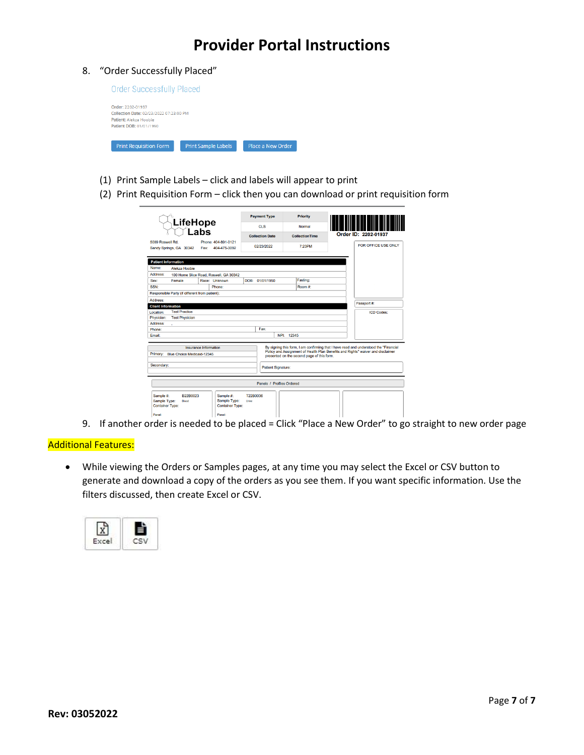# Provider Portal Instructions

8. "Order Successfully Placed"

Order Successfully Placed

Order: 2202-01937
Collection Date: 02/23/2022 07:23:00 PM
Patient: Alekza Hoobie
Patient DOB: 01/01/1950

Print Requisition Form | Print Sample Labels | Place a New Order

(1) Print Sample Labels – click and labels will appear to print
(2) Print Requisition Form – click then you can download or print requisition form

LifeHope Labs
5009 Roswell Rd. Sandy Springs, GA 30342
Phone: 404-891-0121
Fax: 404-475-3092

| Payment Type | Priority |
| --- | --- |
| CLS | Normal |
| **Collection Date** | **CollectionTime** |
| 02/23/2022 | 7:23PM |

Order ID: 2202-01937

FOR OFFICE USE ONLY

**Patient Information**
Name: Alekza Hoobie
Address: 100 Home Slice Road, Roswell, GA 30342
Sex: Female | Race: Unknown | DOB: 01/01/1950 | Fasting:
SSN: | Phone: | Room #:
Responsible Party (if different from patient):
Address:

Passport #:

**Client Information**
Location: Test Practice
Physician: Test Physician
Address: ,
Phone: | Fax:
Email: | NPI: 12345

ICD Codes:

Insurance Information
Primary: Blue Choice Medicaid-12345
Secondary:

By signing this form, I am confirming that I have read and understood the "Financial Policy and Assignment of Health Plan Benefits and Rights" waiver and disclaimer presented on the second page of this form.

Patient Signature:

Panels / Profiles Ordered

Sample #: B22B0023
Sample Type: Blood
Container Type:
Panel:

Sample #: T22B0036
Sample Type: Urine
Container Type:
Panel:

9. If another order is needed to be placed = Click "Place a New Order" to go straight to new order page

Additional Features:

- While viewing the Orders or Samples pages, at any time you may select the Excel or CSV button to generate and download a copy of the orders as you see them. If you want specific information. Use the filters discussed, then create Excel or CSV.

Excel | CSV

**Rev: 03052022**